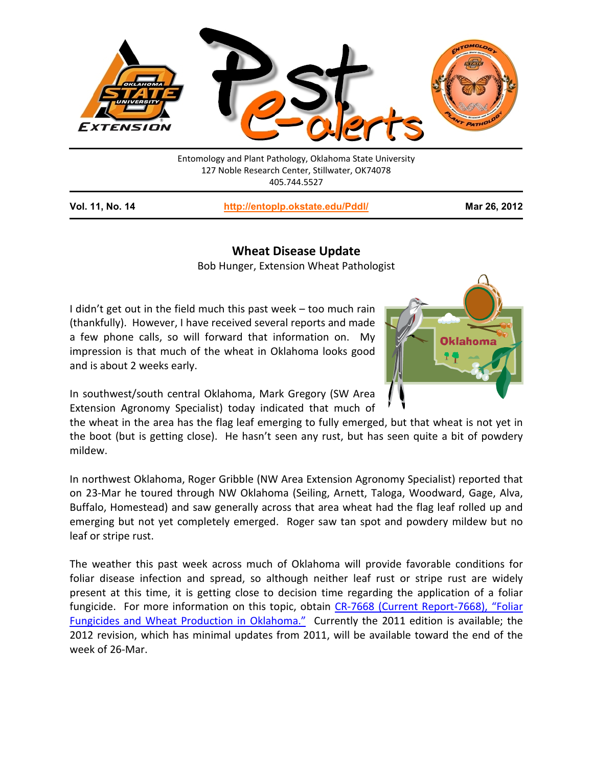Entomology and Plant Pathology, Oklahoma State University
127 Noble Research Center, Stillwater, OK74078
405.744.5527

**Vol. 11, No. 14** | **http://entoplp.okstate.edu/Pddl/** | **Mar 26, 2012**

## Wheat Disease Update

Bob Hunger, Extension Wheat Pathologist

I didn't get out in the field much this past week – too much rain (thankfully). However, I have received several reports and made a few phone calls, so will forward that information on. My impression is that much of the wheat in Oklahoma looks good and is about 2 weeks early.

In southwest/south central Oklahoma, Mark Gregory (SW Area Extension Agronomy Specialist) today indicated that much of the wheat in the area has the flag leaf emerging to fully emerged, but that wheat is not yet in the boot (but is getting close). He hasn't seen any rust, but has seen quite a bit of powdery mildew.

In northwest Oklahoma, Roger Gribble (NW Area Extension Agronomy Specialist) reported that on 23-Mar he toured through NW Oklahoma (Seiling, Arnett, Taloga, Woodward, Gage, Alva, Buffalo, Homestead) and saw generally across that area wheat had the flag leaf rolled up and emerging but not yet completely emerged. Roger saw tan spot and powdery mildew but no leaf or stripe rust.

The weather this past week across much of Oklahoma will provide favorable conditions for foliar disease infection and spread, so although neither leaf rust or stripe rust are widely present at this time, it is getting close to decision time regarding the application of a foliar fungicide. For more information on this topic, obtain CR-7668 (Current Report-7668), "Foliar Fungicides and Wheat Production in Oklahoma." Currently the 2011 edition is available; the 2012 revision, which has minimal updates from 2011, will be available toward the end of the week of 26-Mar.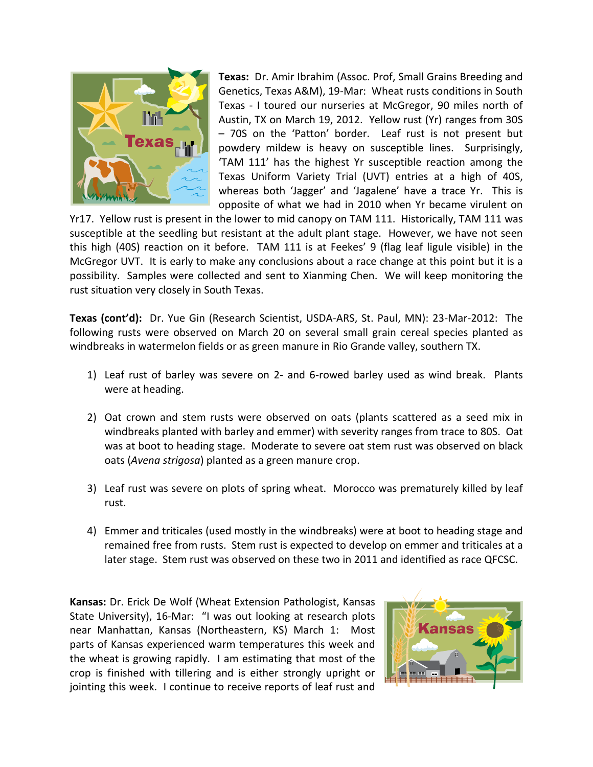**Texas:** Dr. Amir Ibrahim (Assoc. Prof, Small Grains Breeding and Genetics, Texas A&M), 19-Mar: Wheat rusts conditions in South Texas - I toured our nurseries at McGregor, 90 miles north of Austin, TX on March 19, 2012. Yellow rust (Yr) ranges from 30S – 70S on the 'Patton' border. Leaf rust is not present but powdery mildew is heavy on susceptible lines. Surprisingly, 'TAM 111' has the highest Yr susceptible reaction among the Texas Uniform Variety Trial (UVT) entries at a high of 40S, whereas both 'Jagger' and 'Jagalene' have a trace Yr. This is opposite of what we had in 2010 when Yr became virulent on Yr17. Yellow rust is present in the lower to mid canopy on TAM 111. Historically, TAM 111 was susceptible at the seedling but resistant at the adult plant stage. However, we have not seen this high (40S) reaction on it before. TAM 111 is at Feekes' 9 (flag leaf ligule visible) in the McGregor UVT. It is early to make any conclusions about a race change at this point but it is a possibility. Samples were collected and sent to Xianming Chen. We will keep monitoring the rust situation very closely in South Texas.

**Texas (cont'd):** Dr. Yue Gin (Research Scientist, USDA-ARS, St. Paul, MN): 23-Mar-2012: The following rusts were observed on March 20 on several small grain cereal species planted as windbreaks in watermelon fields or as green manure in Rio Grande valley, southern TX.

1) Leaf rust of barley was severe on 2- and 6-rowed barley used as wind break. Plants were at heading.

2) Oat crown and stem rusts were observed on oats (plants scattered as a seed mix in windbreaks planted with barley and emmer) with severity ranges from trace to 80S. Oat was at boot to heading stage. Moderate to severe oat stem rust was observed on black oats (*Avena strigosa*) planted as a green manure crop.

3) Leaf rust was severe on plots of spring wheat. Morocco was prematurely killed by leaf rust.

4) Emmer and triticales (used mostly in the windbreaks) were at boot to heading stage and remained free from rusts. Stem rust is expected to develop on emmer and triticales at a later stage. Stem rust was observed on these two in 2011 and identified as race QFCSC.

**Kansas:** Dr. Erick De Wolf (Wheat Extension Pathologist, Kansas State University), 16-Mar: "I was out looking at research plots near Manhattan, Kansas (Northeastern, KS) March 1: Most parts of Kansas experienced warm temperatures this week and the wheat is growing rapidly. I am estimating that most of the crop is finished with tillering and is either strongly upright or jointing this week. I continue to receive reports of leaf rust and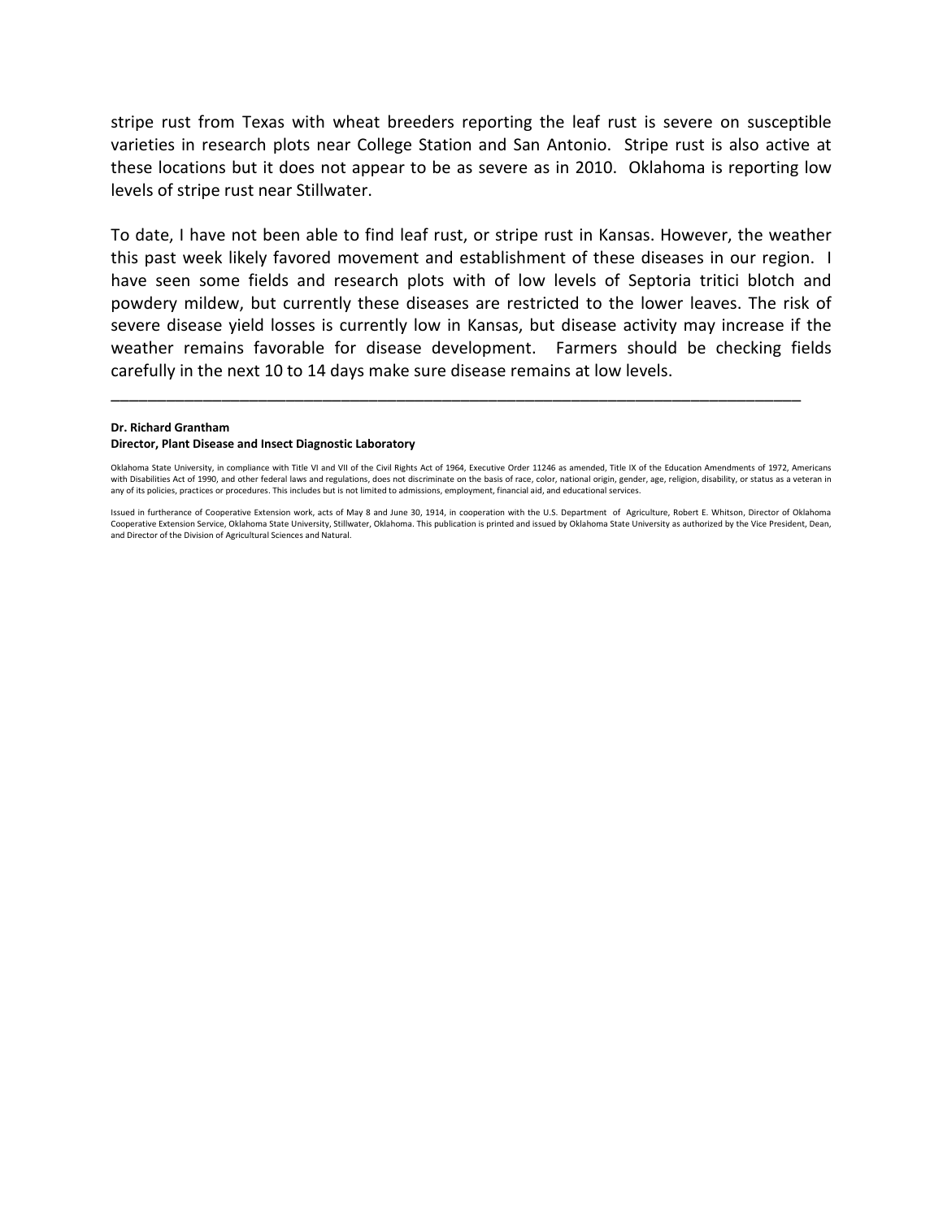stripe rust from Texas with wheat breeders reporting the leaf rust is severe on susceptible varieties in research plots near College Station and San Antonio. Stripe rust is also active at these locations but it does not appear to be as severe as in 2010. Oklahoma is reporting low levels of stripe rust near Stillwater.

To date, I have not been able to find leaf rust, or stripe rust in Kansas. However, the weather this past week likely favored movement and establishment of these diseases in our region. I have seen some fields and research plots with of low levels of Septoria tritici blotch and powdery mildew, but currently these diseases are restricted to the lower leaves. The risk of severe disease yield losses is currently low in Kansas, but disease activity may increase if the weather remains favorable for disease development. Farmers should be checking fields carefully in the next 10 to 14 days make sure disease remains at low levels.

---

**Dr. Richard Grantham**
**Director, Plant Disease and Insect Diagnostic Laboratory**

Oklahoma State University, in compliance with Title VI and VII of the Civil Rights Act of 1964, Executive Order 11246 as amended, Title IX of the Education Amendments of 1972, Americans with Disabilities Act of 1990, and other federal laws and regulations, does not discriminate on the basis of race, color, national origin, gender, age, religion, disability, or status as a veteran in any of its policies, practices or procedures. This includes but is not limited to admissions, employment, financial aid, and educational services.

Issued in furtherance of Cooperative Extension work, acts of May 8 and June 30, 1914, in cooperation with the U.S. Department of Agriculture, Robert E. Whitson, Director of Oklahoma Cooperative Extension Service, Oklahoma State University, Stillwater, Oklahoma. This publication is printed and issued by Oklahoma State University as authorized by the Vice President, Dean, and Director of the Division of Agricultural Sciences and Natural.